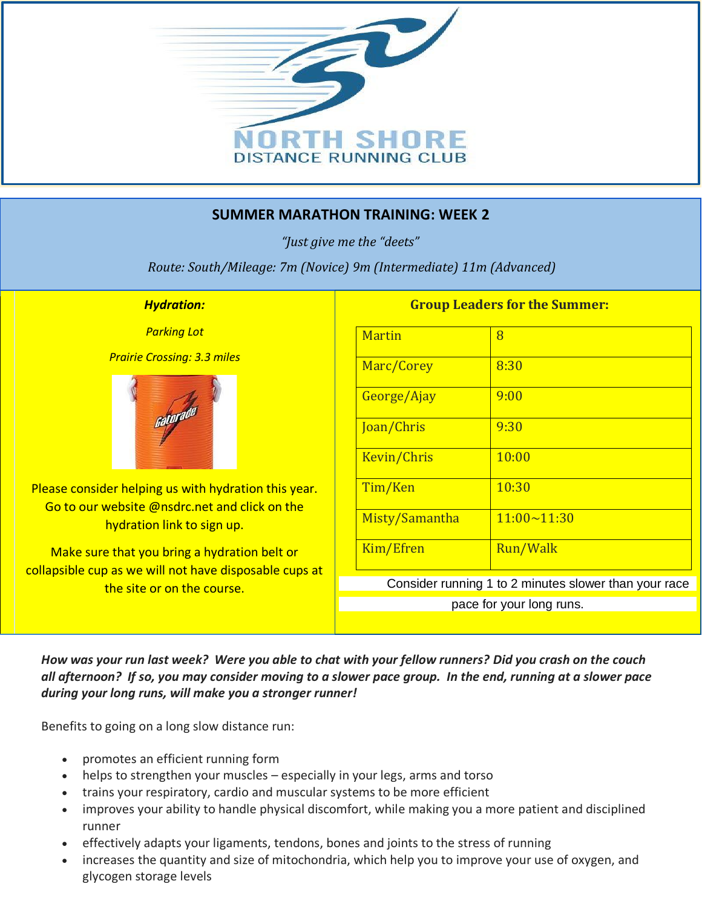# NORTH SHORE
## DISTANCE RUNNING CLUB

## SUMMER MARATHON TRAINING: WEEK 2

*"Just give me the "deets"*

*Route: South/Mileage: 7m (Novice) 9m (Intermediate) 11m (Advanced)*

***Hydration:***

*Parking Lot*

*Prairie Crossing: 3.3 miles*

Please consider helping us with hydration this year. Go to our website @nsdrc.net and click on the hydration link to sign up.

Make sure that you bring a hydration belt or collapsible cup as we will not have disposable cups at the site or on the course.

**Group Leaders for the Summer:**

| Martin | 8 |
|---|---|
| Marc/Corey | 8:30 |
| George/Ajay | 9:00 |
| Joan/Chris | 9:30 |
| Kevin/Chris | 10:00 |
| Tim/Ken | 10:30 |
| Misty/Samantha | 11:00~11:30 |
| Kim/Efren | Run/Walk |

Consider running 1 to 2 minutes slower than your race pace for your long runs.

***How was your run last week? Were you able to chat with your fellow runners? Did you crash on the couch all afternoon? If so, you may consider moving to a slower pace group. In the end, running at a slower pace during your long runs, will make you a stronger runner!***

Benefits to going on a long slow distance run:

- promotes an efficient running form
- helps to strengthen your muscles – especially in your legs, arms and torso
- trains your respiratory, cardio and muscular systems to be more efficient
- improves your ability to handle physical discomfort, while making you a more patient and disciplined runner
- effectively adapts your ligaments, tendons, bones and joints to the stress of running
- increases the quantity and size of mitochondria, which help you to improve your use of oxygen, and glycogen storage levels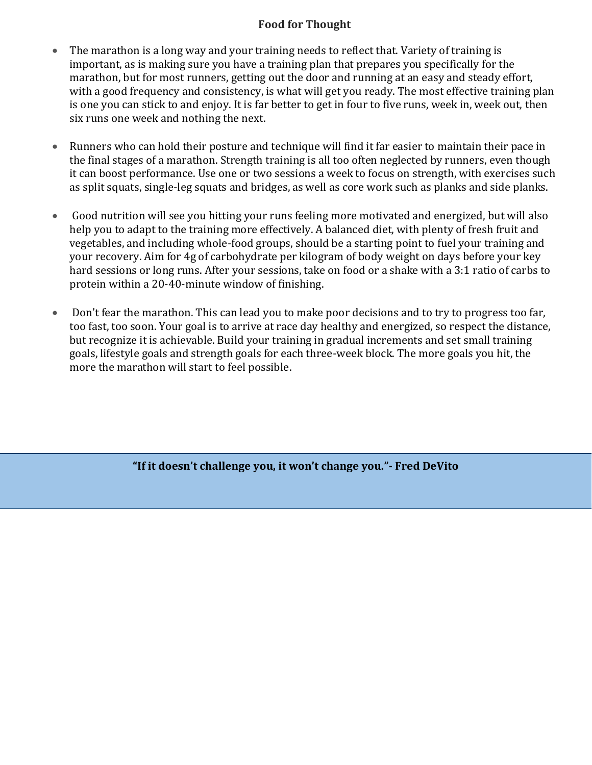**Food for Thought**

- The marathon is a long way and your training needs to reflect that. Variety of training is important, as is making sure you have a training plan that prepares you specifically for the marathon, but for most runners, getting out the door and running at an easy and steady effort, with a good frequency and consistency, is what will get you ready. The most effective training plan is one you can stick to and enjoy. It is far better to get in four to five runs, week in, week out, then six runs one week and nothing the next.

- Runners who can hold their posture and technique will find it far easier to maintain their pace in the final stages of a marathon. Strength training is all too often neglected by runners, even though it can boost performance. Use one or two sessions a week to focus on strength, with exercises such as split squats, single-leg squats and bridges, as well as core work such as planks and side planks.

- Good nutrition will see you hitting your runs feeling more motivated and energized, but will also help you to adapt to the training more effectively. A balanced diet, with plenty of fresh fruit and vegetables, and including whole-food groups, should be a starting point to fuel your training and your recovery. Aim for 4g of carbohydrate per kilogram of body weight on days before your key hard sessions or long runs. After your sessions, take on food or a shake with a 3:1 ratio of carbs to protein within a 20-40-minute window of finishing.

- Don't fear the marathon. This can lead you to make poor decisions and to try to progress too far, too fast, too soon. Your goal is to arrive at race day healthy and energized, so respect the distance, but recognize it is achievable. Build your training in gradual increments and set small training goals, lifestyle goals and strength goals for each three-week block. The more goals you hit, the more the marathon will start to feel possible.

**"If it doesn't challenge you, it won't change you."- Fred DeVito**